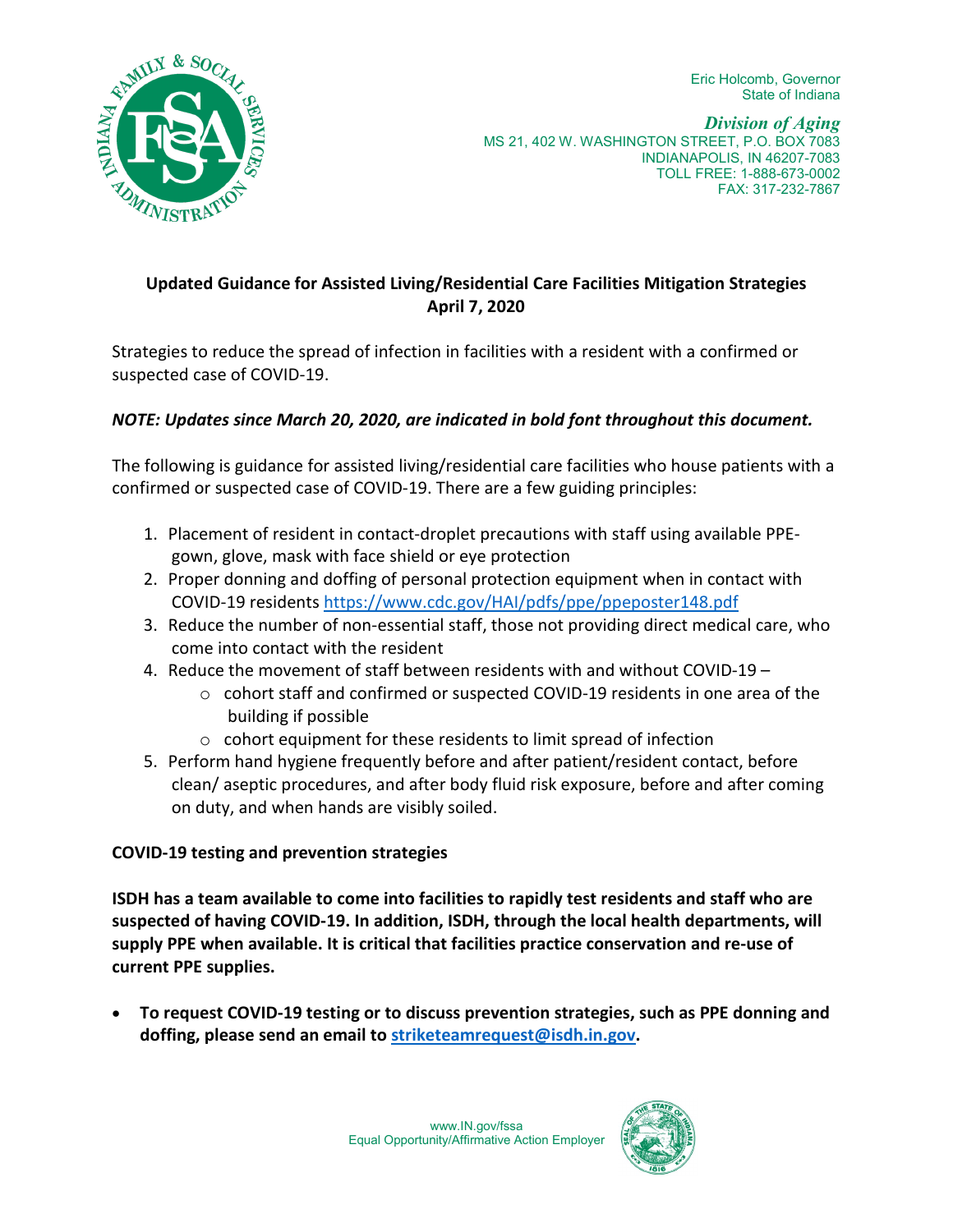Eric Holcomb, Governor
State of Indiana

***Division of Aging***
MS 21, 402 W. WASHINGTON STREET, P.O. BOX 7083
INDIANAPOLIS, IN 46207-7083
TOLL FREE: 1-888-673-0002
FAX: 317-232-7867

**Updated Guidance for Assisted Living/Residential Care Facilities Mitigation Strategies**
**April 7, 2020**

Strategies to reduce the spread of infection in facilities with a resident with a confirmed or suspected case of COVID-19.

***NOTE: Updates since March 20, 2020, are indicated in bold font throughout this document.***

The following is guidance for assisted living/residential care facilities who house patients with a confirmed or suspected case of COVID-19. There are a few guiding principles:

1. Placement of resident in contact-droplet precautions with staff using available PPE- gown, glove, mask with face shield or eye protection
2. Proper donning and doffing of personal protection equipment when in contact with COVID-19 residents https://www.cdc.gov/HAI/pdfs/ppe/ppeposter148.pdf
3. Reduce the number of non-essential staff, those not providing direct medical care, who come into contact with the resident
4. Reduce the movement of staff between residents with and without COVID-19 –
   - cohort staff and confirmed or suspected COVID-19 residents in one area of the building if possible
   - cohort equipment for these residents to limit spread of infection
5. Perform hand hygiene frequently before and after patient/resident contact, before clean/ aseptic procedures, and after body fluid risk exposure, before and after coming on duty, and when hands are visibly soiled.

**COVID-19 testing and prevention strategies**

**ISDH has a team available to come into facilities to rapidly test residents and staff who are suspected of having COVID-19. In addition, ISDH, through the local health departments, will supply PPE when available. It is critical that facilities practice conservation and re-use of current PPE supplies.**

- **To request COVID-19 testing or to discuss prevention strategies, such as PPE donning and doffing, please send an email to striketeamrequest@isdh.in.gov.**

www.IN.gov/fssa
Equal Opportunity/Affirmative Action Employer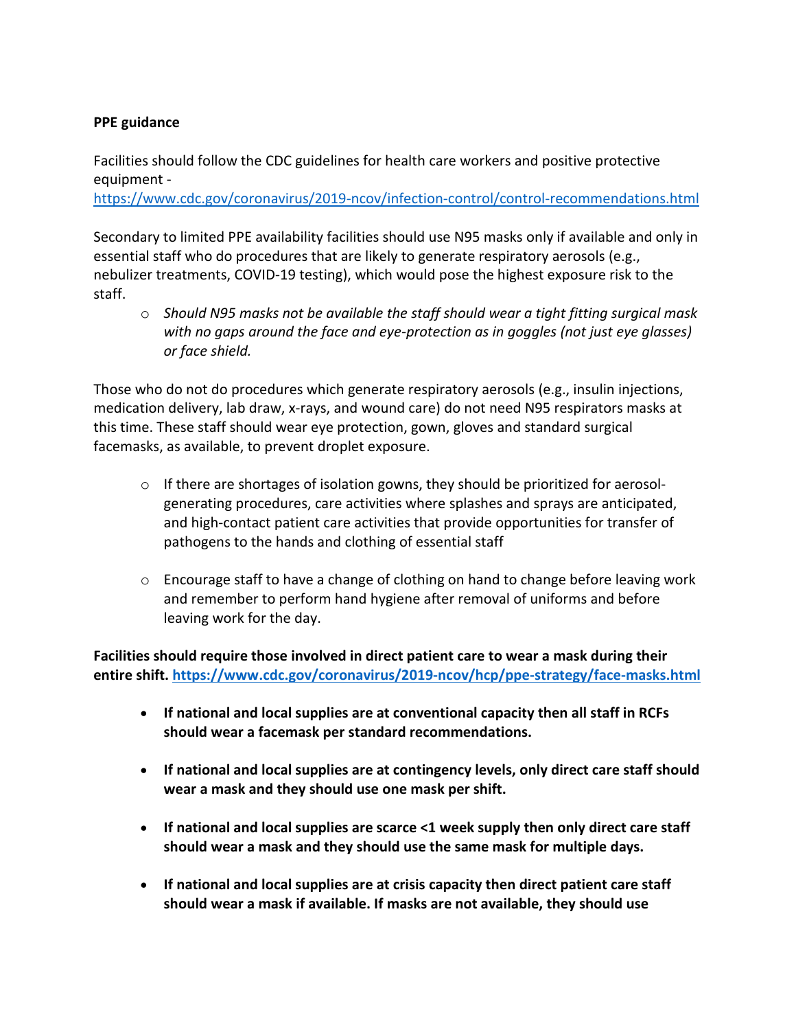**PPE guidance**

Facilities should follow the CDC guidelines for health care workers and positive protective equipment - https://www.cdc.gov/coronavirus/2019-ncov/infection-control/control-recommendations.html

Secondary to limited PPE availability facilities should use N95 masks only if available and only in essential staff who do procedures that are likely to generate respiratory aerosols (e.g., nebulizer treatments, COVID-19 testing), which would pose the highest exposure risk to the staff.

- *Should N95 masks not be available the staff should wear a tight fitting surgical mask with no gaps around the face and eye-protection as in goggles (not just eye glasses) or face shield.*

Those who do not do procedures which generate respiratory aerosols (e.g., insulin injections, medication delivery, lab draw, x-rays, and wound care) do not need N95 respirators masks at this time. These staff should wear eye protection, gown, gloves and standard surgical facemasks, as available, to prevent droplet exposure.

- If there are shortages of isolation gowns, they should be prioritized for aerosol-generating procedures, care activities where splashes and sprays are anticipated, and high-contact patient care activities that provide opportunities for transfer of pathogens to the hands and clothing of essential staff

- Encourage staff to have a change of clothing on hand to change before leaving work and remember to perform hand hygiene after removal of uniforms and before leaving work for the day.

**Facilities should require those involved in direct patient care to wear a mask during their entire shift. https://www.cdc.gov/coronavirus/2019-ncov/hcp/ppe-strategy/face-masks.html**

- **If national and local supplies are at conventional capacity then all staff in RCFs should wear a facemask per standard recommendations.**

- **If national and local supplies are at contingency levels, only direct care staff should wear a mask and they should use one mask per shift.**

- **If national and local supplies are scarce <1 week supply then only direct care staff should wear a mask and they should use the same mask for multiple days.**

- **If national and local supplies are at crisis capacity then direct patient care staff should wear a mask if available. If masks are not available, they should use**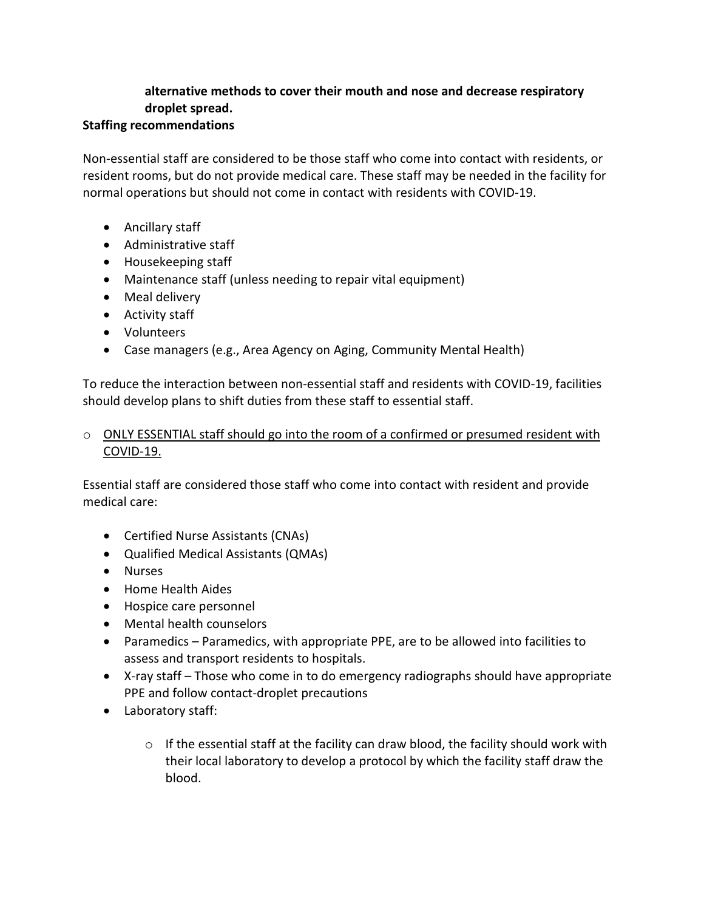**alternative methods to cover their mouth and nose and decrease respiratory droplet spread.**

**Staffing recommendations**

Non-essential staff are considered to be those staff who come into contact with residents, or resident rooms, but do not provide medical care. These staff may be needed in the facility for normal operations but should not come in contact with residents with COVID-19.

- Ancillary staff
- Administrative staff
- Housekeeping staff
- Maintenance staff (unless needing to repair vital equipment)
- Meal delivery
- Activity staff
- Volunteers
- Case managers (e.g., Area Agency on Aging, Community Mental Health)

To reduce the interaction between non-essential staff and residents with COVID-19, facilities should develop plans to shift duties from these staff to essential staff.

- <u>ONLY ESSENTIAL staff should go into the room of a confirmed or presumed resident with COVID-19.</u>

Essential staff are considered those staff who come into contact with resident and provide medical care:

- Certified Nurse Assistants (CNAs)
- Qualified Medical Assistants (QMAs)
- Nurses
- Home Health Aides
- Hospice care personnel
- Mental health counselors
- Paramedics – Paramedics, with appropriate PPE, are to be allowed into facilities to assess and transport residents to hospitals.
- X-ray staff – Those who come in to do emergency radiographs should have appropriate PPE and follow contact-droplet precautions
- Laboratory staff:
  - If the essential staff at the facility can draw blood, the facility should work with their local laboratory to develop a protocol by which the facility staff draw the blood.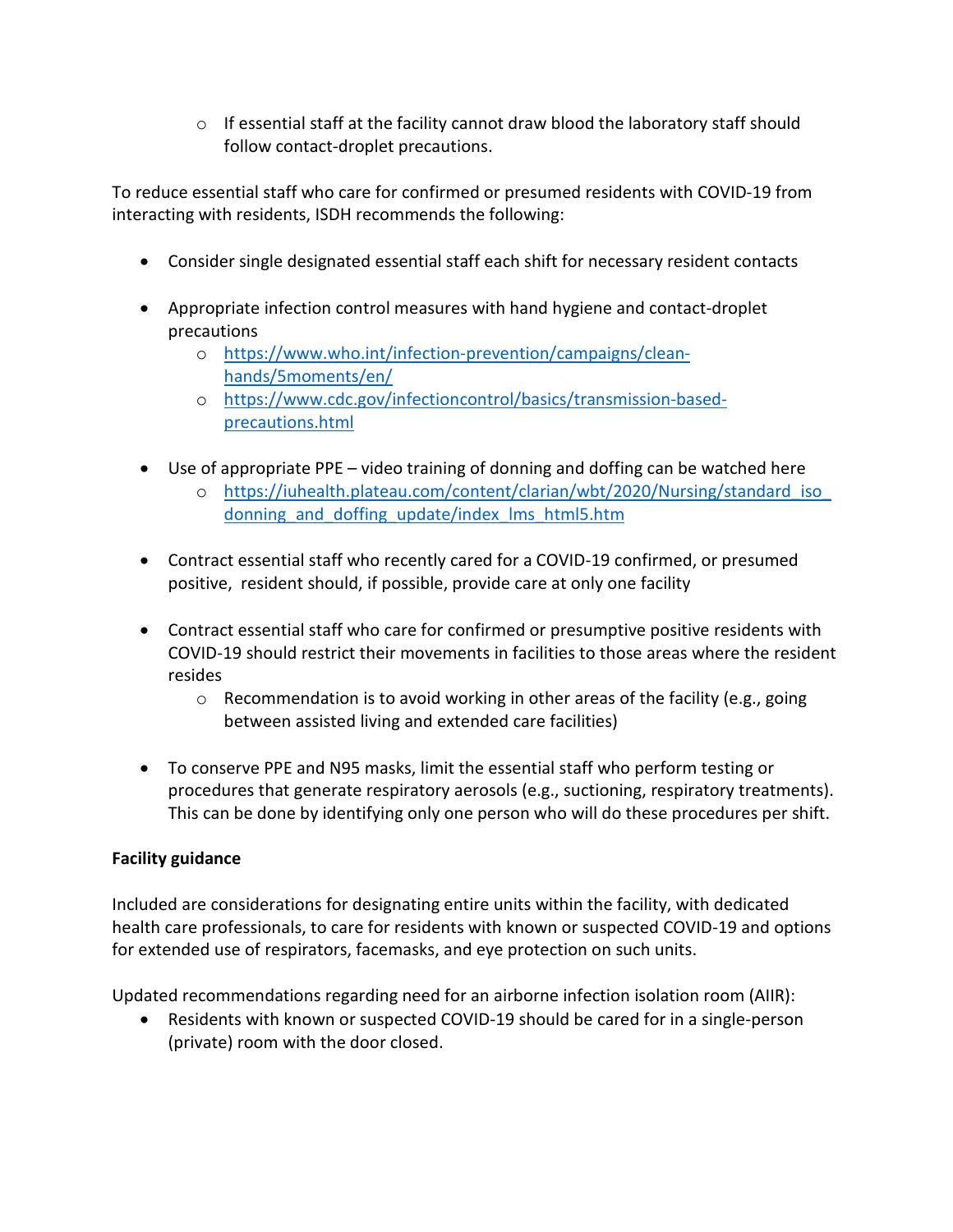- If essential staff at the facility cannot draw blood the laboratory staff should follow contact-droplet precautions.

To reduce essential staff who care for confirmed or presumed residents with COVID-19 from interacting with residents, ISDH recommends the following:

- Consider single designated essential staff each shift for necessary resident contacts

- Appropriate infection control measures with hand hygiene and contact-droplet precautions
  - https://www.who.int/infection-prevention/campaigns/clean-hands/5moments/en/
  - https://www.cdc.gov/infectioncontrol/basics/transmission-based-precautions.html

- Use of appropriate PPE – video training of donning and doffing can be watched here
  - https://iuhealth.plateau.com/content/clarian/wbt/2020/Nursing/standard_iso_donning_and_doffing_update/index_lms_html5.htm

- Contract essential staff who recently cared for a COVID-19 confirmed, or presumed positive, resident should, if possible, provide care at only one facility

- Contract essential staff who care for confirmed or presumptive positive residents with COVID-19 should restrict their movements in facilities to those areas where the resident resides
  - Recommendation is to avoid working in other areas of the facility (e.g., going between assisted living and extended care facilities)

- To conserve PPE and N95 masks, limit the essential staff who perform testing or procedures that generate respiratory aerosols (e.g., suctioning, respiratory treatments). This can be done by identifying only one person who will do these procedures per shift.

**Facility guidance**

Included are considerations for designating entire units within the facility, with dedicated health care professionals, to care for residents with known or suspected COVID-19 and options for extended use of respirators, facemasks, and eye protection on such units.

Updated recommendations regarding need for an airborne infection isolation room (AIIR):

- Residents with known or suspected COVID-19 should be cared for in a single-person (private) room with the door closed.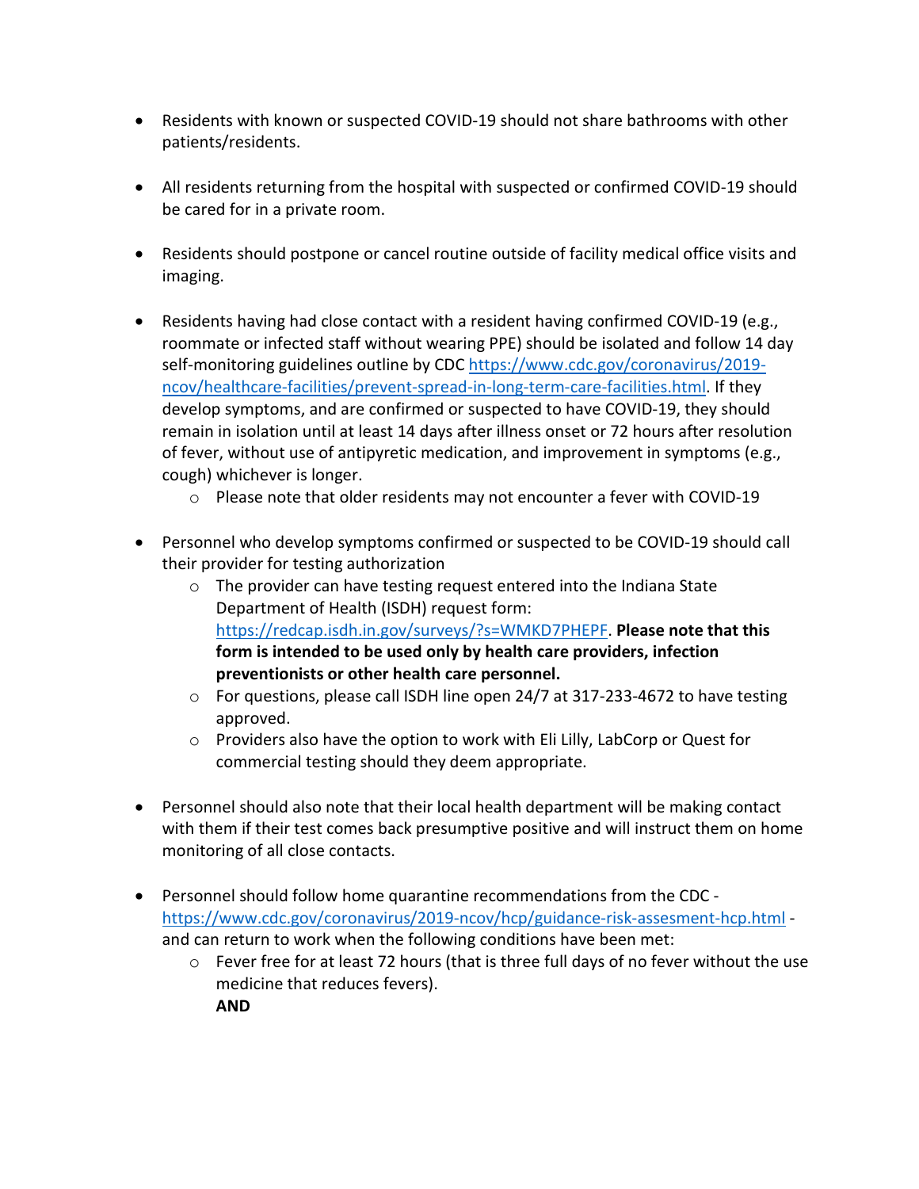- Residents with known or suspected COVID-19 should not share bathrooms with other patients/residents.

- All residents returning from the hospital with suspected or confirmed COVID-19 should be cared for in a private room.

- Residents should postpone or cancel routine outside of facility medical office visits and imaging.

- Residents having had close contact with a resident having confirmed COVID-19 (e.g., roommate or infected staff without wearing PPE) should be isolated and follow 14 day self-monitoring guidelines outline by CDC [https://www.cdc.gov/coronavirus/2019-ncov/healthcare-facilities/prevent-spread-in-long-term-care-facilities.html](https://www.cdc.gov/coronavirus/2019-ncov/healthcare-facilities/prevent-spread-in-long-term-care-facilities.html). If they develop symptoms, and are confirmed or suspected to have COVID-19, they should remain in isolation until at least 14 days after illness onset or 72 hours after resolution of fever, without use of antipyretic medication, and improvement in symptoms (e.g., cough) whichever is longer.
  - Please note that older residents may not encounter a fever with COVID-19

- Personnel who develop symptoms confirmed or suspected to be COVID-19 should call their provider for testing authorization
  - The provider can have testing request entered into the Indiana State Department of Health (ISDH) request form: [https://redcap.isdh.in.gov/surveys/?s=WMKD7PHEPF](https://redcap.isdh.in.gov/surveys/?s=WMKD7PHEPF). **Please note that this form is intended to be used only by health care providers, infection preventionists or other health care personnel.**
  - For questions, please call ISDH line open 24/7 at 317-233-4672 to have testing approved.
  - Providers also have the option to work with Eli Lilly, LabCorp or Quest for commercial testing should they deem appropriate.

- Personnel should also note that their local health department will be making contact with them if their test comes back presumptive positive and will instruct them on home monitoring of all close contacts.

- Personnel should follow home quarantine recommendations from the CDC - [https://www.cdc.gov/coronavirus/2019-ncov/hcp/guidance-risk-assesment-hcp.html](https://www.cdc.gov/coronavirus/2019-ncov/hcp/guidance-risk-assesment-hcp.html) - and can return to work when the following conditions have been met:
  - Fever free for at least 72 hours (that is three full days of no fever without the use medicine that reduces fevers).
    **AND**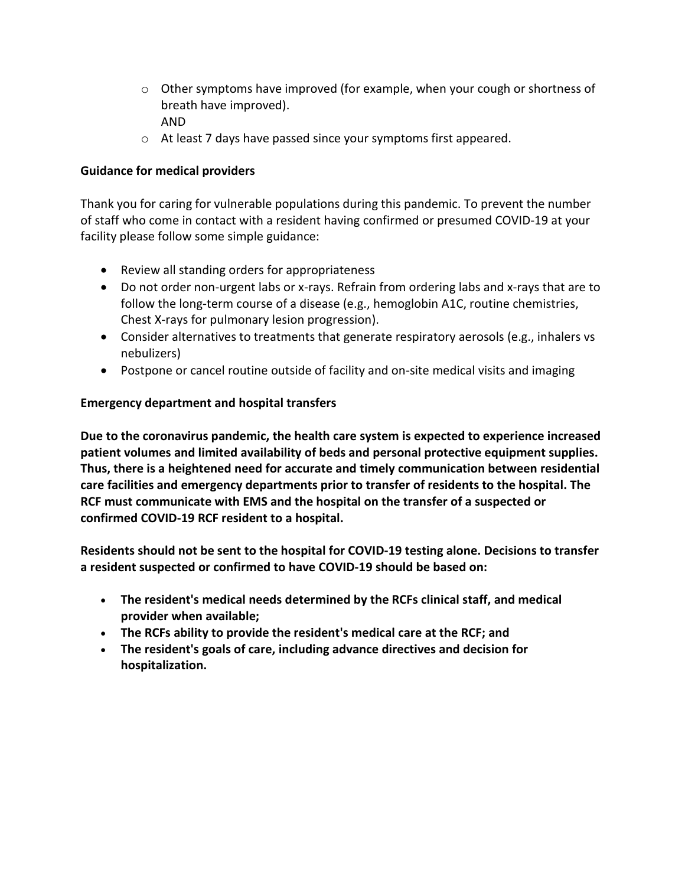- Other symptoms have improved (for example, when your cough or shortness of breath have improved).
  AND
- At least 7 days have passed since your symptoms first appeared.

**Guidance for medical providers**

Thank you for caring for vulnerable populations during this pandemic. To prevent the number of staff who come in contact with a resident having confirmed or presumed COVID-19 at your facility please follow some simple guidance:

- Review all standing orders for appropriateness
- Do not order non-urgent labs or x-rays. Refrain from ordering labs and x-rays that are to follow the long-term course of a disease (e.g., hemoglobin A1C, routine chemistries, Chest X-rays for pulmonary lesion progression).
- Consider alternatives to treatments that generate respiratory aerosols (e.g., inhalers vs nebulizers)
- Postpone or cancel routine outside of facility and on-site medical visits and imaging

**Emergency department and hospital transfers**

**Due to the coronavirus pandemic, the health care system is expected to experience increased patient volumes and limited availability of beds and personal protective equipment supplies. Thus, there is a heightened need for accurate and timely communication between residential care facilities and emergency departments prior to transfer of residents to the hospital. The RCF must communicate with EMS and the hospital on the transfer of a suspected or confirmed COVID-19 RCF resident to a hospital.**

**Residents should not be sent to the hospital for COVID-19 testing alone. Decisions to transfer a resident suspected or confirmed to have COVID-19 should be based on:**

- **The resident's medical needs determined by the RCFs clinical staff, and medical provider when available;**
- **The RCFs ability to provide the resident's medical care at the RCF; and**
- **The resident's goals of care, including advance directives and decision for hospitalization.**